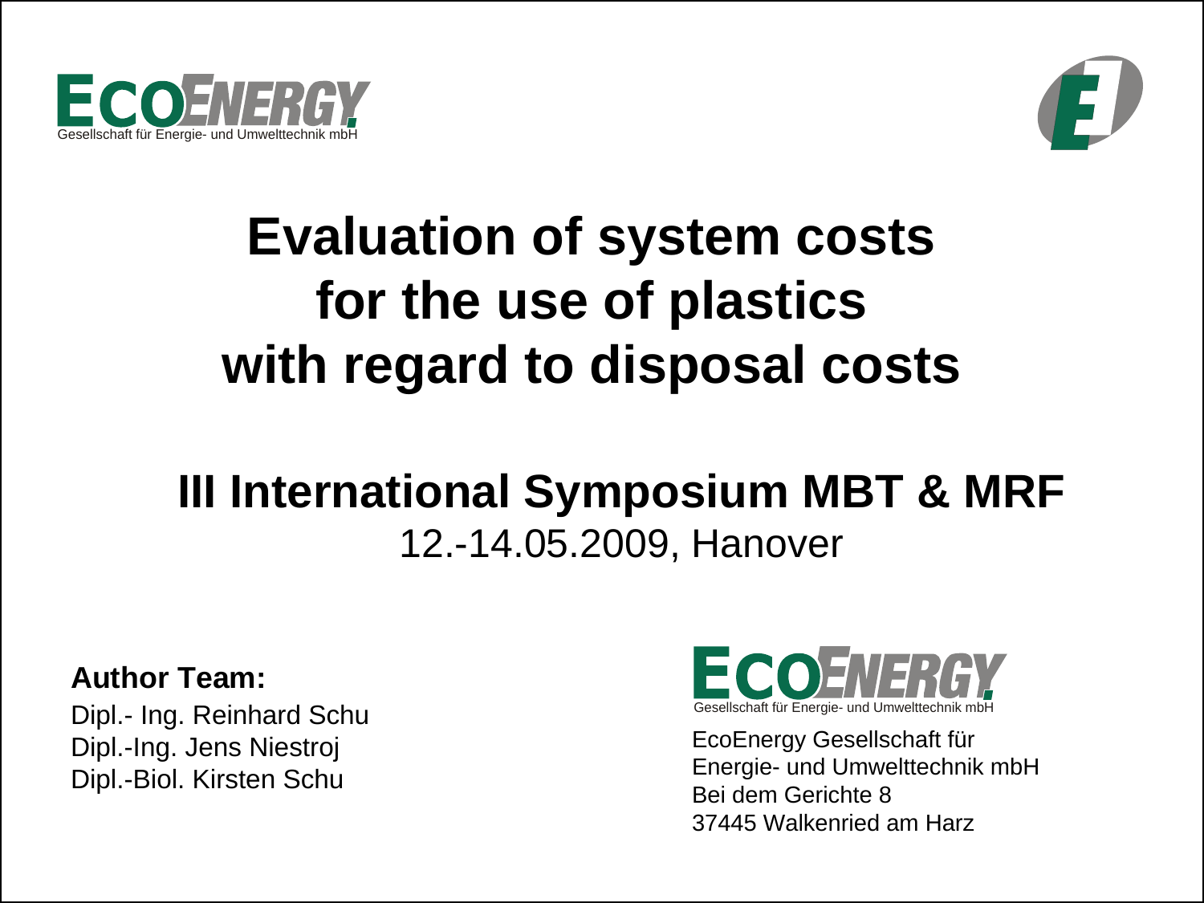ECOENERGY
Gesellschaft für Energie- und Umwelttechnik mbH

# Evaluation of system costs for the use of plastics with regard to disposal costs

## III International Symposium MBT & MRF

12.-14.05.2009, Hanover

**Author Team:**

Dipl.- Ing. Reinhard Schu
Dipl.-Ing. Jens Niestroj
Dipl.-Biol. Kirsten Schu

ECOENERGY
Gesellschaft für Energie- und Umwelttechnik mbH

EcoEnergy Gesellschaft für
Energie- und Umwelttechnik mbH
Bei dem Gerichte 8
37445 Walkenried am Harz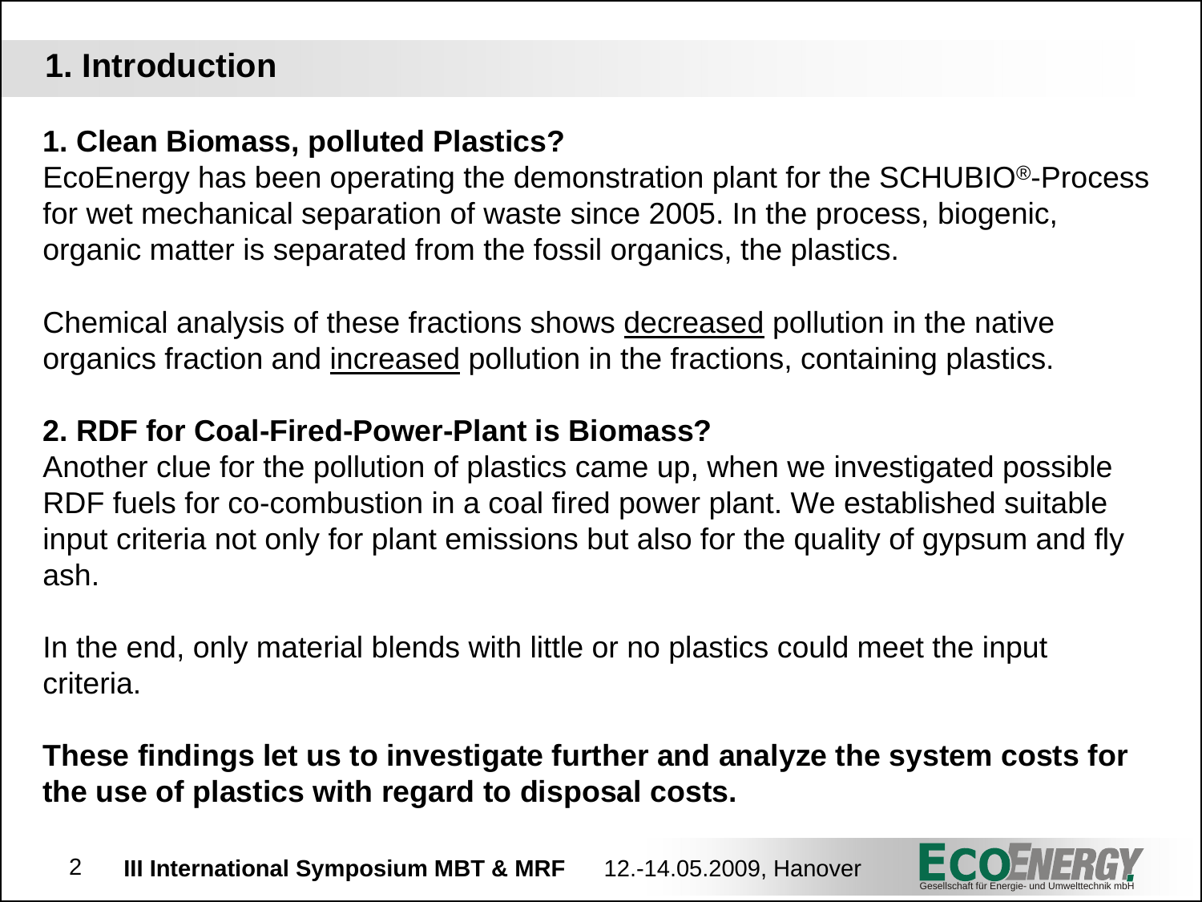# 1. Introduction

**1. Clean Biomass, polluted Plastics?**

EcoEnergy has been operating the demonstration plant for the SCHUBIO®-Process for wet mechanical separation of waste since 2005. In the process, biogenic, organic matter is separated from the fossil organics, the plastics.

Chemical analysis of these fractions shows <u>decreased</u> pollution in the native organics fraction and <u>increased</u> pollution in the fractions, containing plastics.

**2. RDF for Coal-Fired-Power-Plant is Biomass?**

Another clue for the pollution of plastics came up, when we investigated possible RDF fuels for co-combustion in a coal fired power plant. We established suitable input criteria not only for plant emissions but also for the quality of gypsum and fly ash.

In the end, only material blends with little or no plastics could meet the input criteria.

**These findings let us to investigate further and analyze the system costs for the use of plastics with regard to disposal costs.**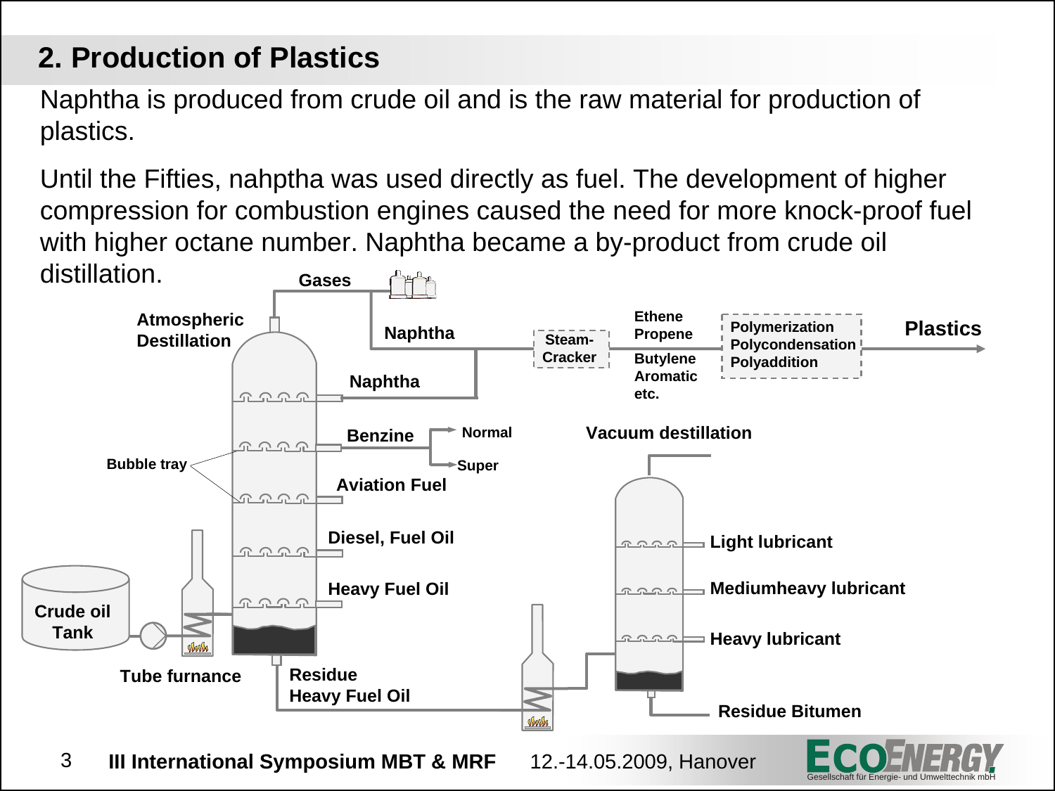## 2. Production of Plastics

Naphtha is produced from crude oil and is the raw material for production of plastics.

Until the Fifties, nahptha was used directly as fuel. The development of higher compression for combustion engines caused the need for more knock-proof fuel with higher octane number. Naphtha became a by-product from crude oil distillation.

Gases

Atmospheric Destillation

Naphtha

Steam-Cracker

Ethene
Propene
Butylene
Aromatic
etc.

Polymerization
Polycondensation
Polyaddition

Plastics

Naphtha

Benzine — Normal, Super

Bubble tray

Aviation Fuel

Diesel, Fuel Oil

Heavy Fuel Oil

Crude oil Tank

Tube furnance

Residue Heavy Fuel Oil

Vacuum destillation

Light lubricant

Mediumheavy lubricant

Heavy lubricant

Residue Bitumen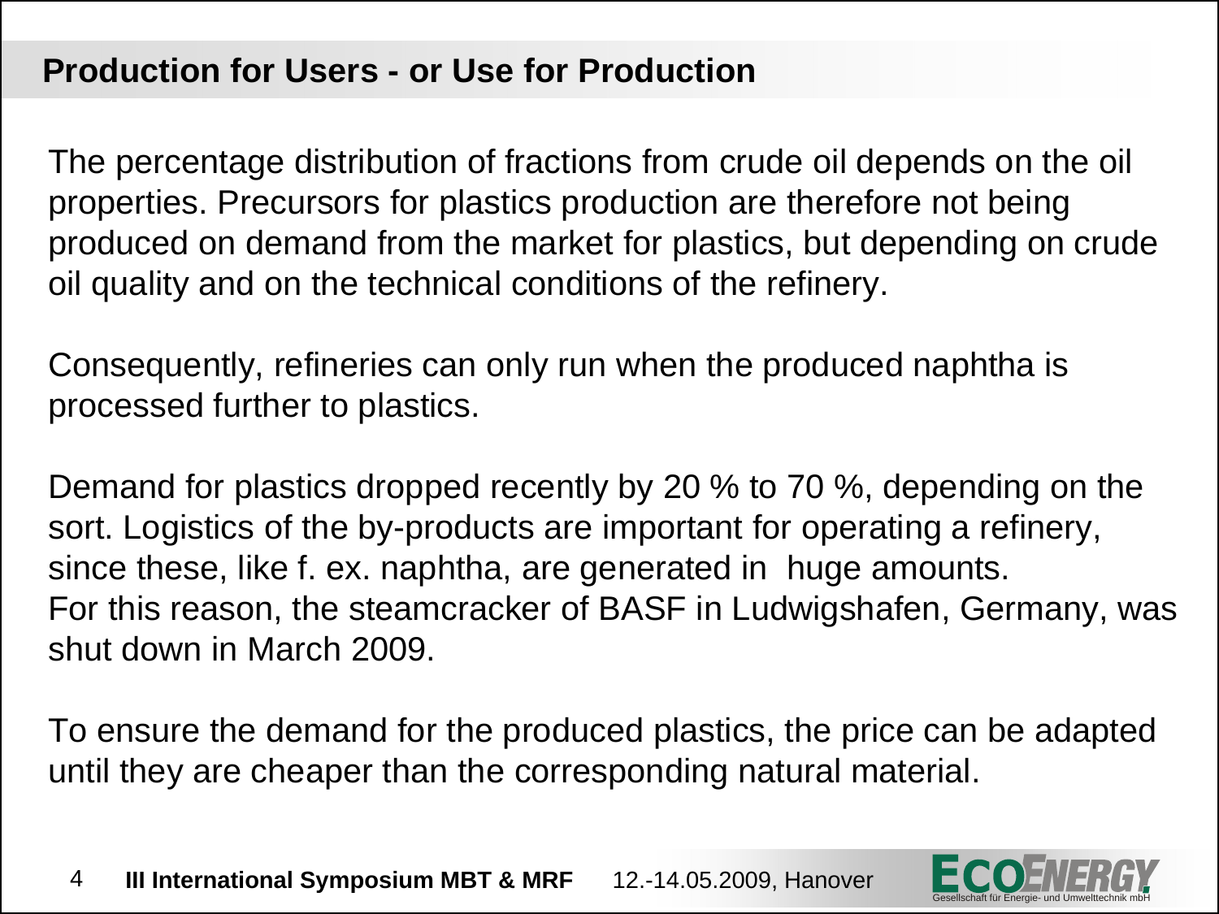## Production for Users - or Use for Production

The percentage distribution of fractions from crude oil depends on the oil properties. Precursors for plastics production are therefore not being produced on demand from the market for plastics, but depending on crude oil quality and on the technical conditions of the refinery.

Consequently, refineries can only run when the produced naphtha is processed further to plastics.

Demand for plastics dropped recently by 20 % to 70 %, depending on the sort. Logistics of the by-products are important for operating a refinery, since these, like f. ex. naphtha, are generated in huge amounts.
For this reason, the steamcracker of BASF in Ludwigshafen, Germany, was shut down in March 2009.

To ensure the demand for the produced plastics, the price can be adapted until they are cheaper than the corresponding natural material.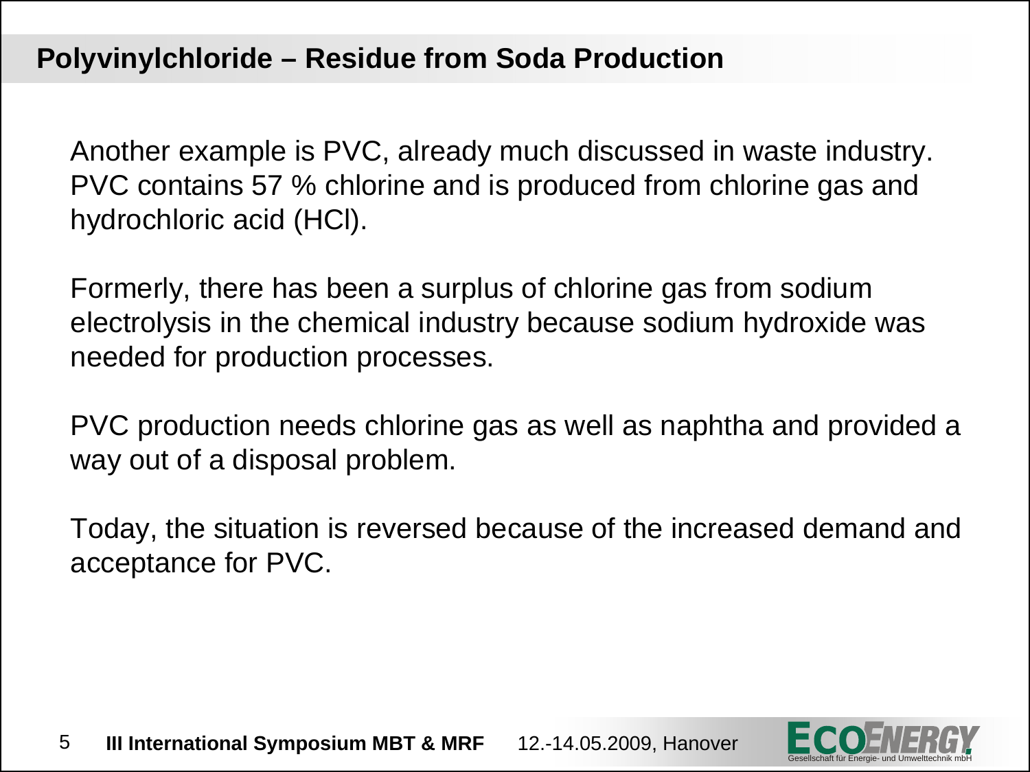## Polyvinylchloride – Residue from Soda Production

Another example is PVC, already much discussed in waste industry. PVC contains 57 % chlorine and is produced from chlorine gas and hydrochloric acid (HCl).

Formerly, there has been a surplus of chlorine gas from sodium electrolysis in the chemical industry because sodium hydroxide was needed for production processes.

PVC production needs chlorine gas as well as naphtha and provided a way out of a disposal problem.

Today, the situation is reversed because of the increased demand and acceptance for PVC.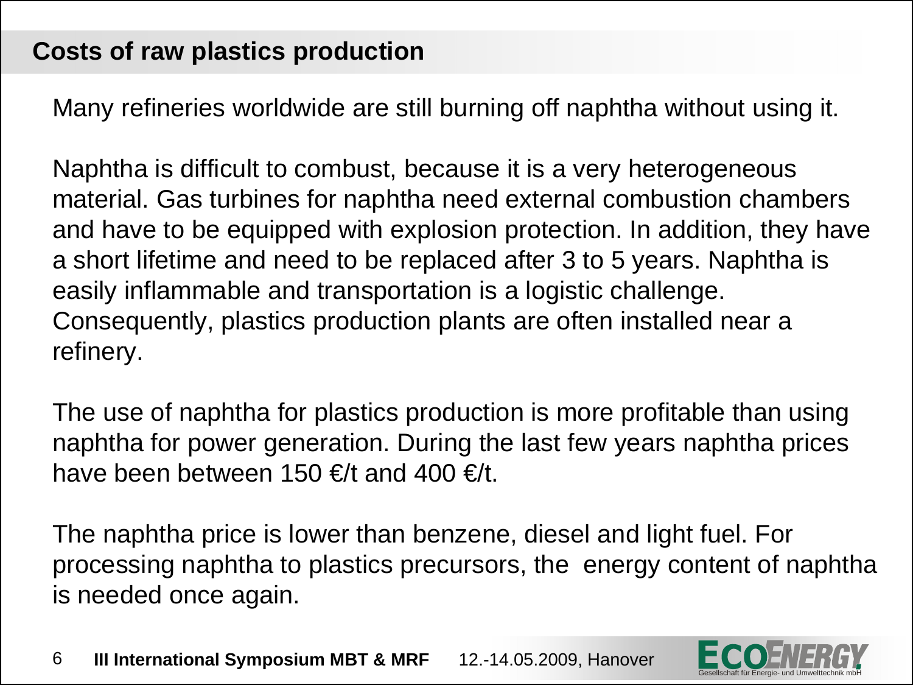## Costs of raw plastics production

Many refineries worldwide are still burning off naphtha without using it.

Naphtha is difficult to combust, because it is a very heterogeneous material. Gas turbines for naphtha need external combustion chambers and have to be equipped with explosion protection. In addition, they have a short lifetime and need to be replaced after 3 to 5 years. Naphtha is easily inflammable and transportation is a logistic challenge. Consequently, plastics production plants are often installed near a refinery.

The use of naphtha for plastics production is more profitable than using naphtha for power generation. During the last few years naphtha prices have been between 150 €/t and 400 €/t.

The naphtha price is lower than benzene, diesel and light fuel. For processing naphtha to plastics precursors, the energy content of naphtha is needed once again.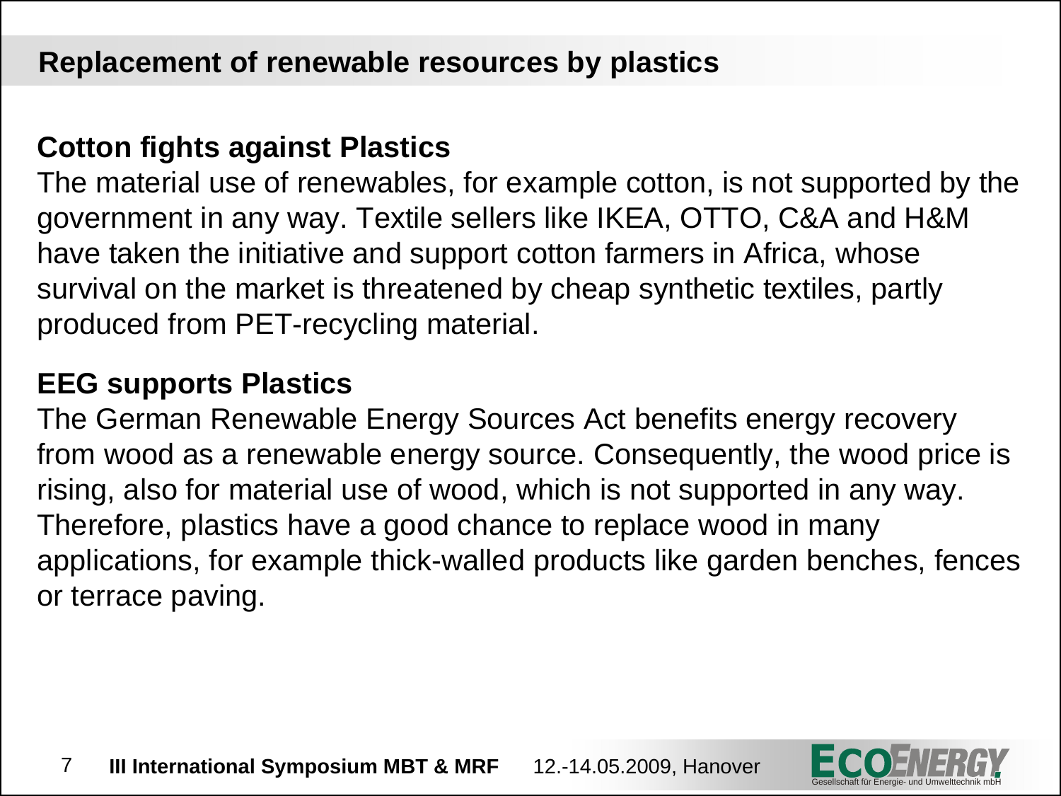# Replacement of renewable resources by plastics

**Cotton fights against Plastics**

The material use of renewables, for example cotton, is not supported by the government in any way. Textile sellers like IKEA, OTTO, C&A and H&M have taken the initiative and support cotton farmers in Africa, whose survival on the market is threatened by cheap synthetic textiles, partly produced from PET-recycling material.

**EEG supports Plastics**

The German Renewable Energy Sources Act benefits energy recovery from wood as a renewable energy source. Consequently, the wood price is rising, also for material use of wood, which is not supported in any way. Therefore, plastics have a good chance to replace wood in many applications, for example thick-walled products like garden benches, fences or terrace paving.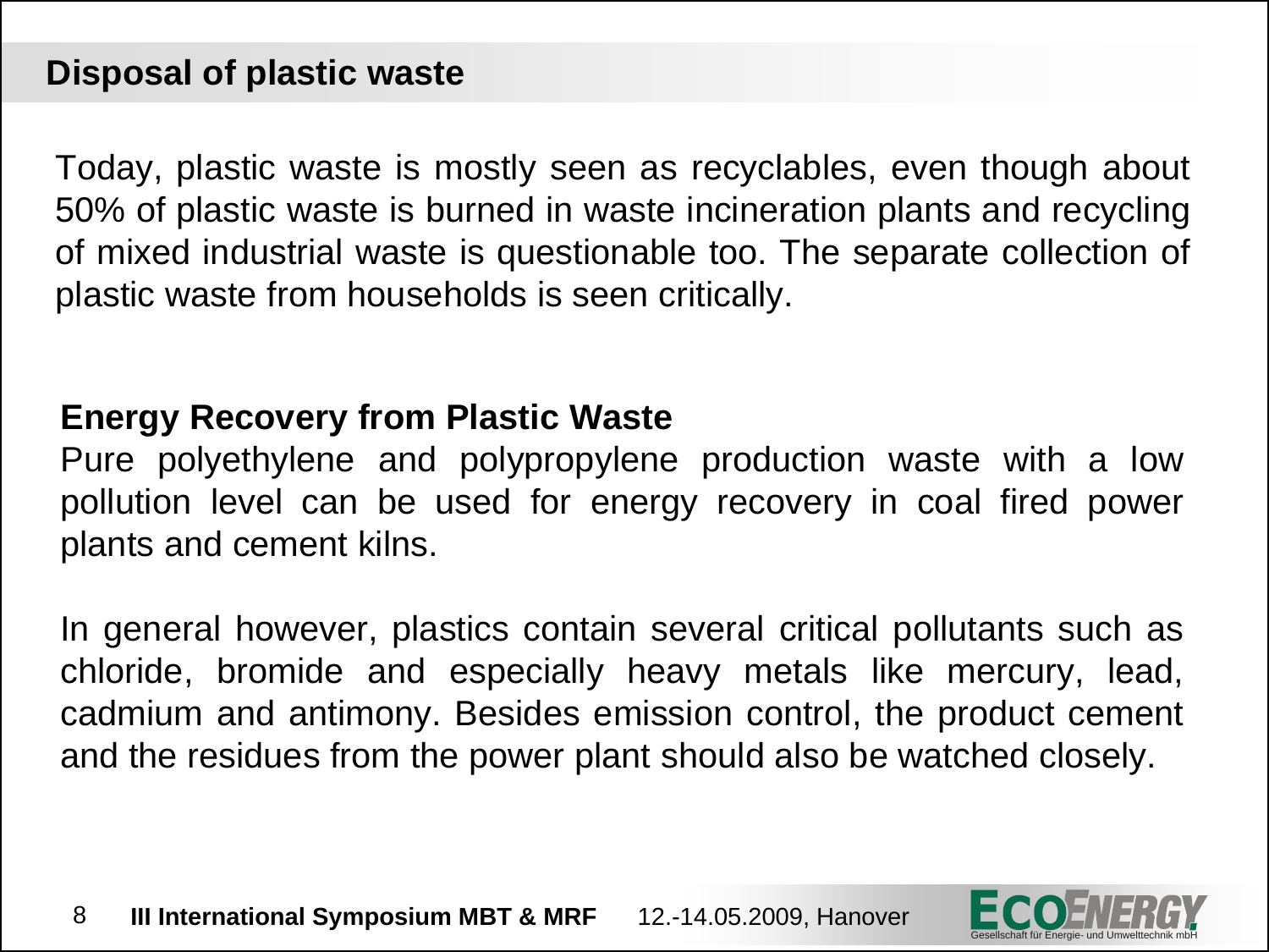## Disposal of plastic waste

Today, plastic waste is mostly seen as recyclables, even though about 50% of plastic waste is burned in waste incineration plants and recycling of mixed industrial waste is questionable too. The separate collection of plastic waste from households is seen critically.

### Energy Recovery from Plastic Waste

Pure polyethylene and polypropylene production waste with a low pollution level can be used for energy recovery in coal fired power plants and cement kilns.

In general however, plastics contain several critical pollutants such as chloride, bromide and especially heavy metals like mercury, lead, cadmium and antimony. Besides emission control, the product cement and the residues from the power plant should also be watched closely.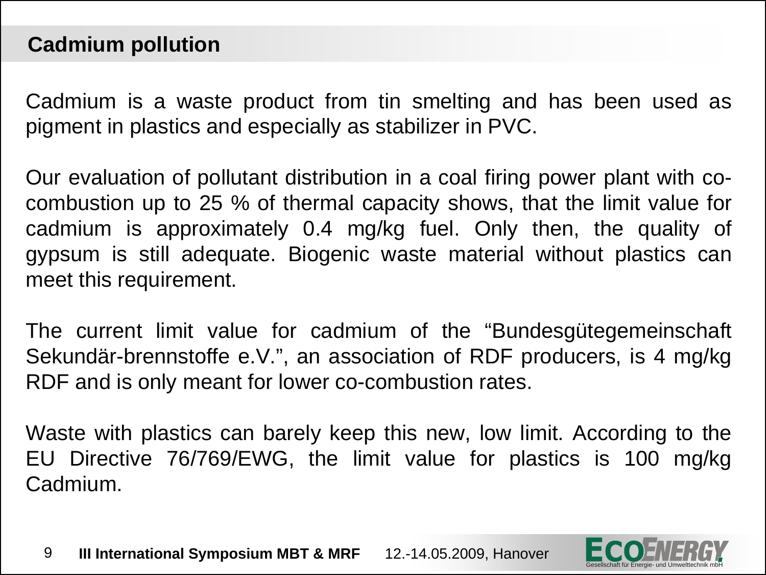## Cadmium pollution

Cadmium is a waste product from tin smelting and has been used as pigment in plastics and especially as stabilizer in PVC.

Our evaluation of pollutant distribution in a coal firing power plant with co-combustion up to 25 % of thermal capacity shows, that the limit value for cadmium is approximately 0.4 mg/kg fuel. Only then, the quality of gypsum is still adequate. Biogenic waste material without plastics can meet this requirement.

The current limit value for cadmium of the “Bundesgütegemeinschaft Sekundär-brennstoffe e.V.”, an association of RDF producers, is 4 mg/kg RDF and is only meant for lower co-combustion rates.

Waste with plastics can barely keep this new, low limit. According to the EU Directive 76/769/EWG, the limit value for plastics is 100 mg/kg Cadmium.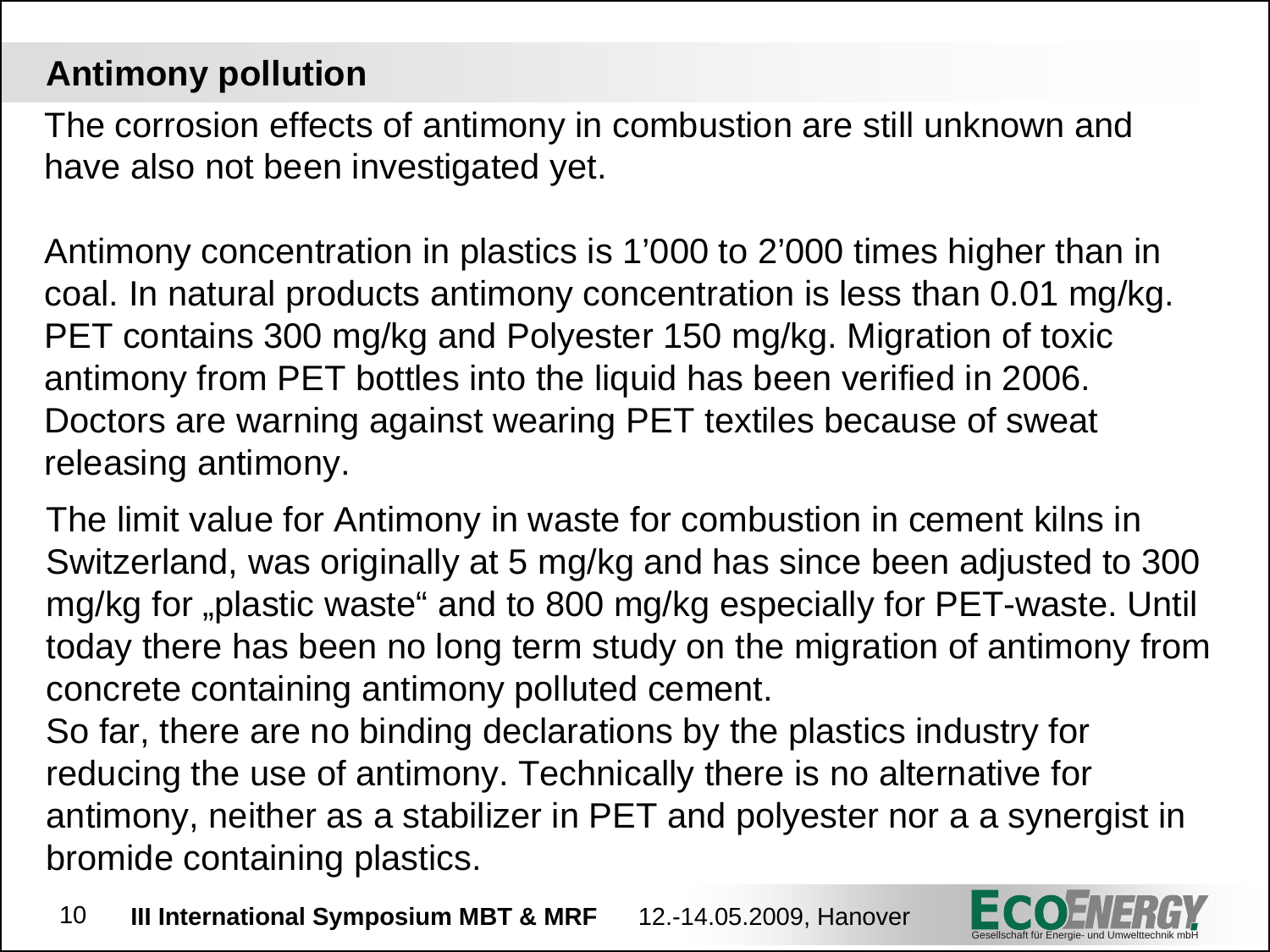## Antimony pollution

The corrosion effects of antimony in combustion are still unknown and have also not been investigated yet.

Antimony concentration in plastics is 1'000 to 2'000 times higher than in coal. In natural products antimony concentration is less than 0.01 mg/kg. PET contains 300 mg/kg and Polyester 150 mg/kg. Migration of toxic antimony from PET bottles into the liquid has been verified in 2006. Doctors are warning against wearing PET textiles because of sweat releasing antimony.

The limit value for Antimony in waste for combustion in cement kilns in Switzerland, was originally at 5 mg/kg and has since been adjusted to 300 mg/kg for „plastic waste" and to 800 mg/kg especially for PET-waste. Until today there has been no long term study on the migration of antimony from concrete containing antimony polluted cement.

So far, there are no binding declarations by the plastics industry for reducing the use of antimony. Technically there is no alternative for antimony, neither as a stabilizer in PET and polyester nor a a synergist in bromide containing plastics.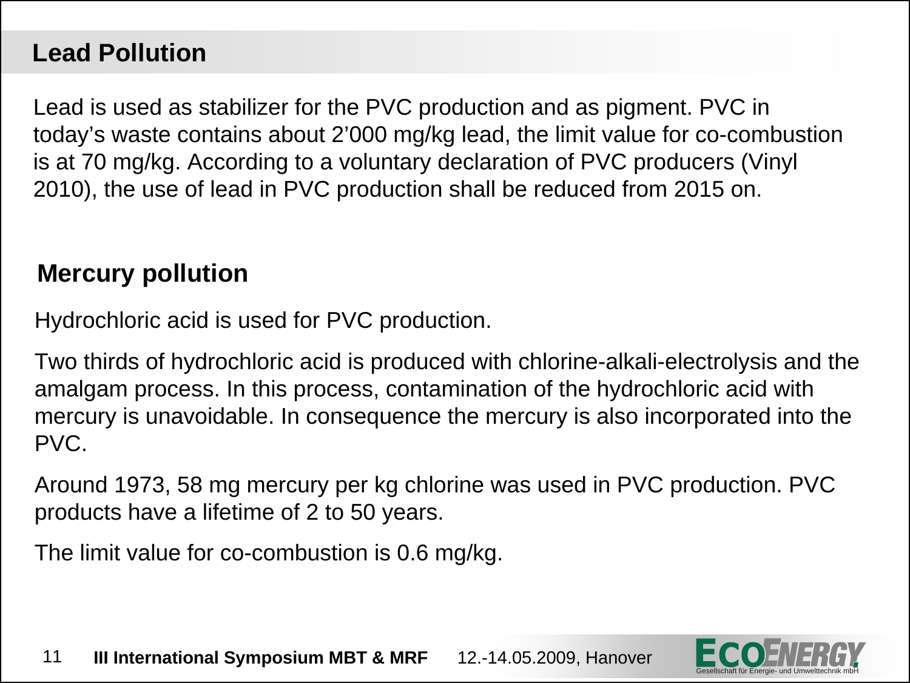## Lead Pollution

Lead is used as stabilizer for the PVC production and as pigment. PVC in today's waste contains about 2'000 mg/kg lead, the limit value for co-combustion is at 70 mg/kg. According to a voluntary declaration of PVC producers (Vinyl 2010), the use of lead in PVC production shall be reduced from 2015 on.

## Mercury pollution

Hydrochloric acid is used for PVC production.

Two thirds of hydrochloric acid is produced with chlorine-alkali-electrolysis and the amalgam process. In this process, contamination of the hydrochloric acid with mercury is unavoidable. In consequence the mercury is also incorporated into the PVC.

Around 1973, 58 mg mercury per kg chlorine was used in PVC production. PVC products have a lifetime of 2 to 50 years.

The limit value for co-combustion is 0.6 mg/kg.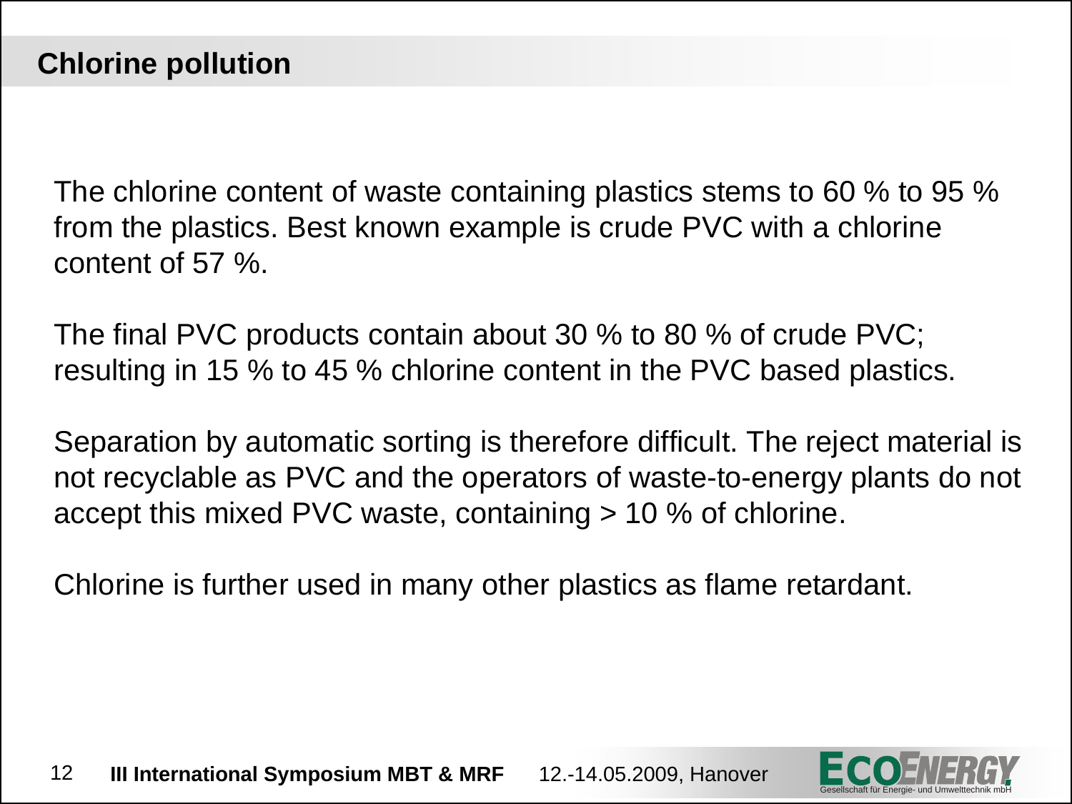## Chlorine pollution

The chlorine content of waste containing plastics stems to 60 % to 95 % from the plastics. Best known example is crude PVC with a chlorine content of 57 %.

The final PVC products contain about 30 % to 80 % of crude PVC; resulting in 15 % to 45 % chlorine content in the PVC based plastics.

Separation by automatic sorting is therefore difficult. The reject material is not recyclable as PVC and the operators of waste-to-energy plants do not accept this mixed PVC waste, containing > 10 % of chlorine.

Chlorine is further used in many other plastics as flame retardant.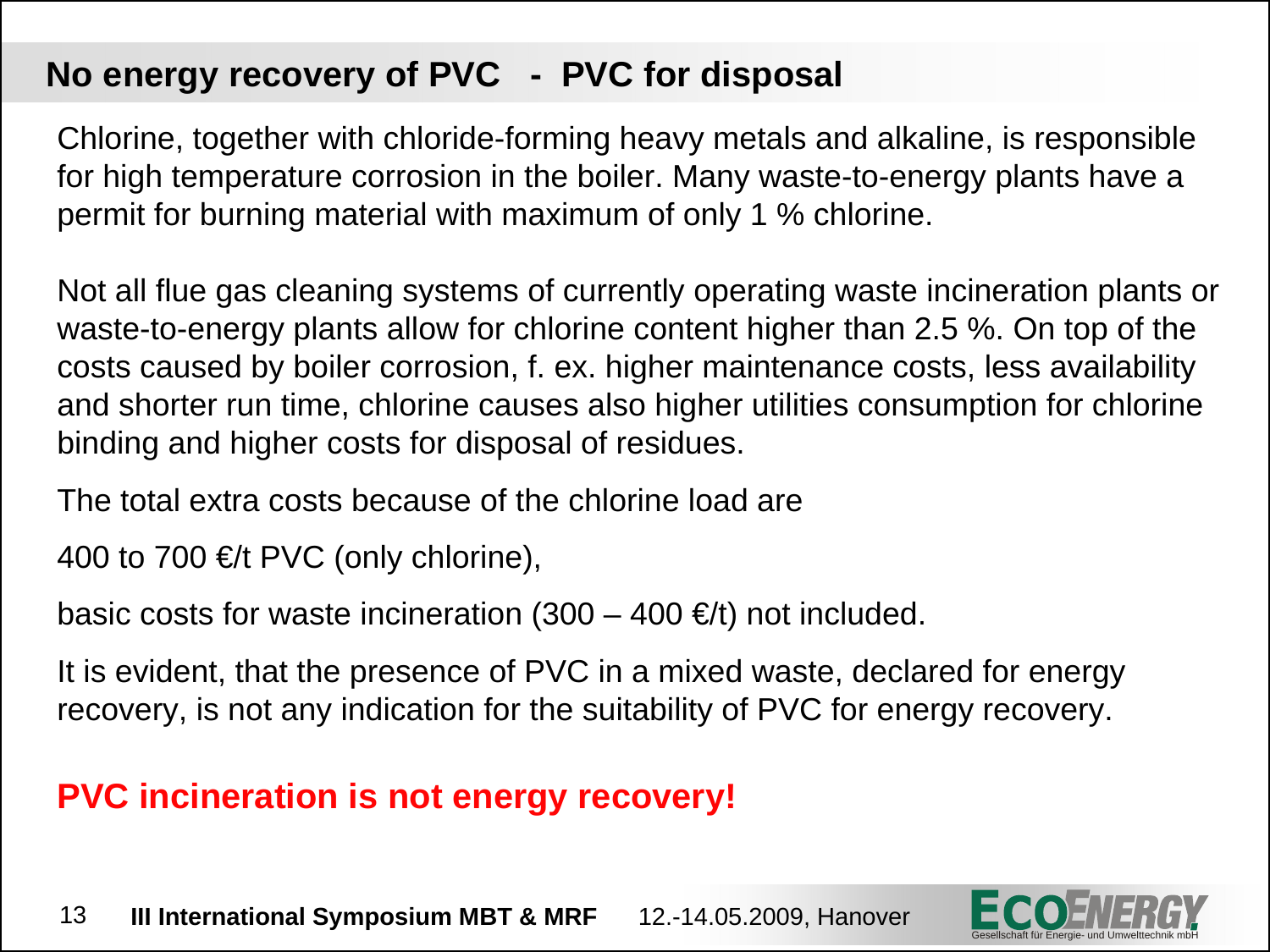## No energy recovery of PVC - PVC for disposal

Chlorine, together with chloride-forming heavy metals and alkaline, is responsible for high temperature corrosion in the boiler. Many waste-to-energy plants have a permit for burning material with maximum of only 1 % chlorine.

Not all flue gas cleaning systems of currently operating waste incineration plants or waste-to-energy plants allow for chlorine content higher than 2.5 %. On top of the costs caused by boiler corrosion, f. ex. higher maintenance costs, less availability and shorter run time, chlorine causes also higher utilities consumption for chlorine binding and higher costs for disposal of residues.

The total extra costs because of the chlorine load are

400 to 700 €/t PVC (only chlorine),

basic costs for waste incineration (300 – 400 €/t) not included.

It is evident, that the presence of PVC in a mixed waste, declared for energy recovery, is not any indication for the suitability of PVC for energy recovery.

**PVC incineration is not energy recovery!**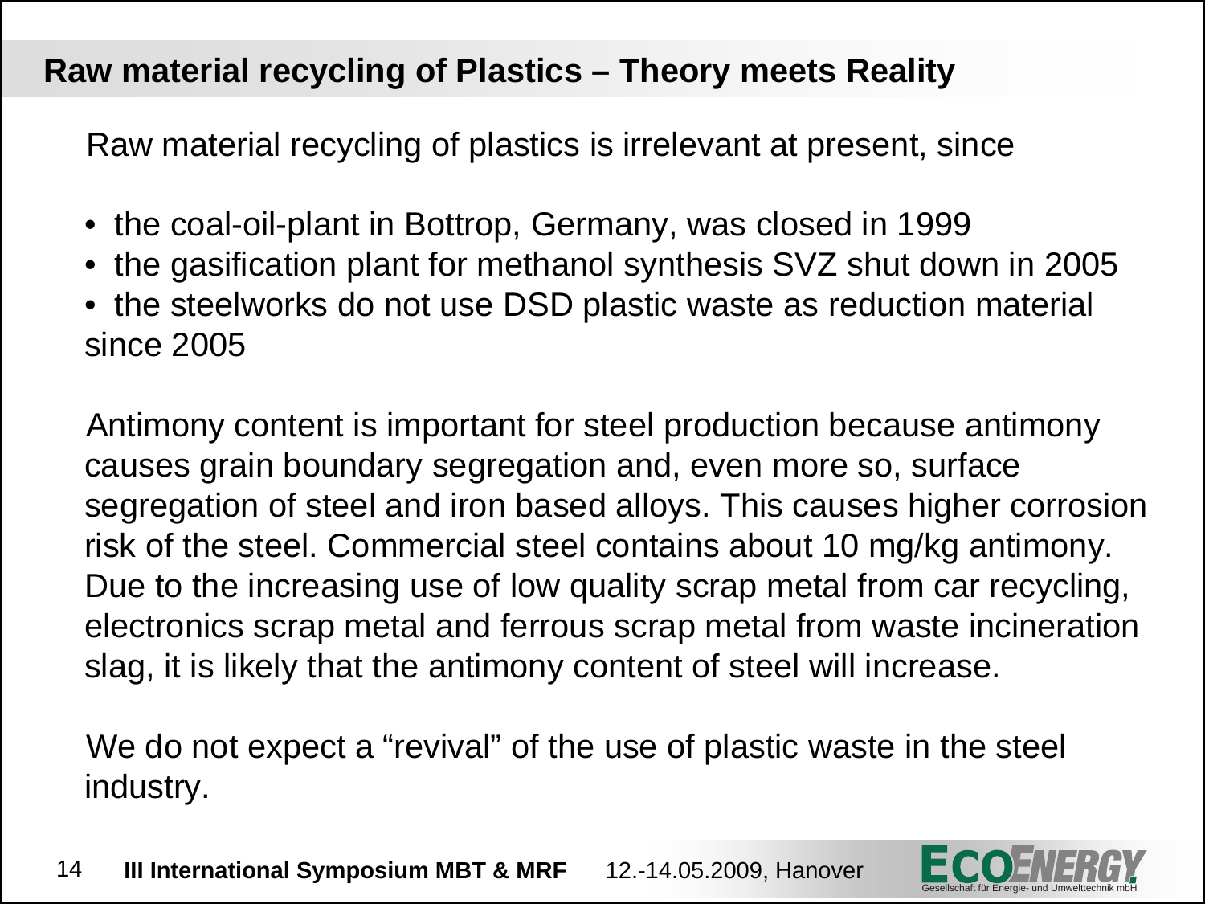## Raw material recycling of Plastics – Theory meets Reality

Raw material recycling of plastics is irrelevant at present, since

- the coal-oil-plant in Bottrop, Germany, was closed in 1999
- the gasification plant for methanol synthesis SVZ shut down in 2005
- the steelworks do not use DSD plastic waste as reduction material since 2005

Antimony content is important for steel production because antimony causes grain boundary segregation and, even more so, surface segregation of steel and iron based alloys. This causes higher corrosion risk of the steel. Commercial steel contains about 10 mg/kg antimony. Due to the increasing use of low quality scrap metal from car recycling, electronics scrap metal and ferrous scrap metal from waste incineration slag, it is likely that the antimony content of steel will increase.

We do not expect a “revival” of the use of plastic waste in the steel industry.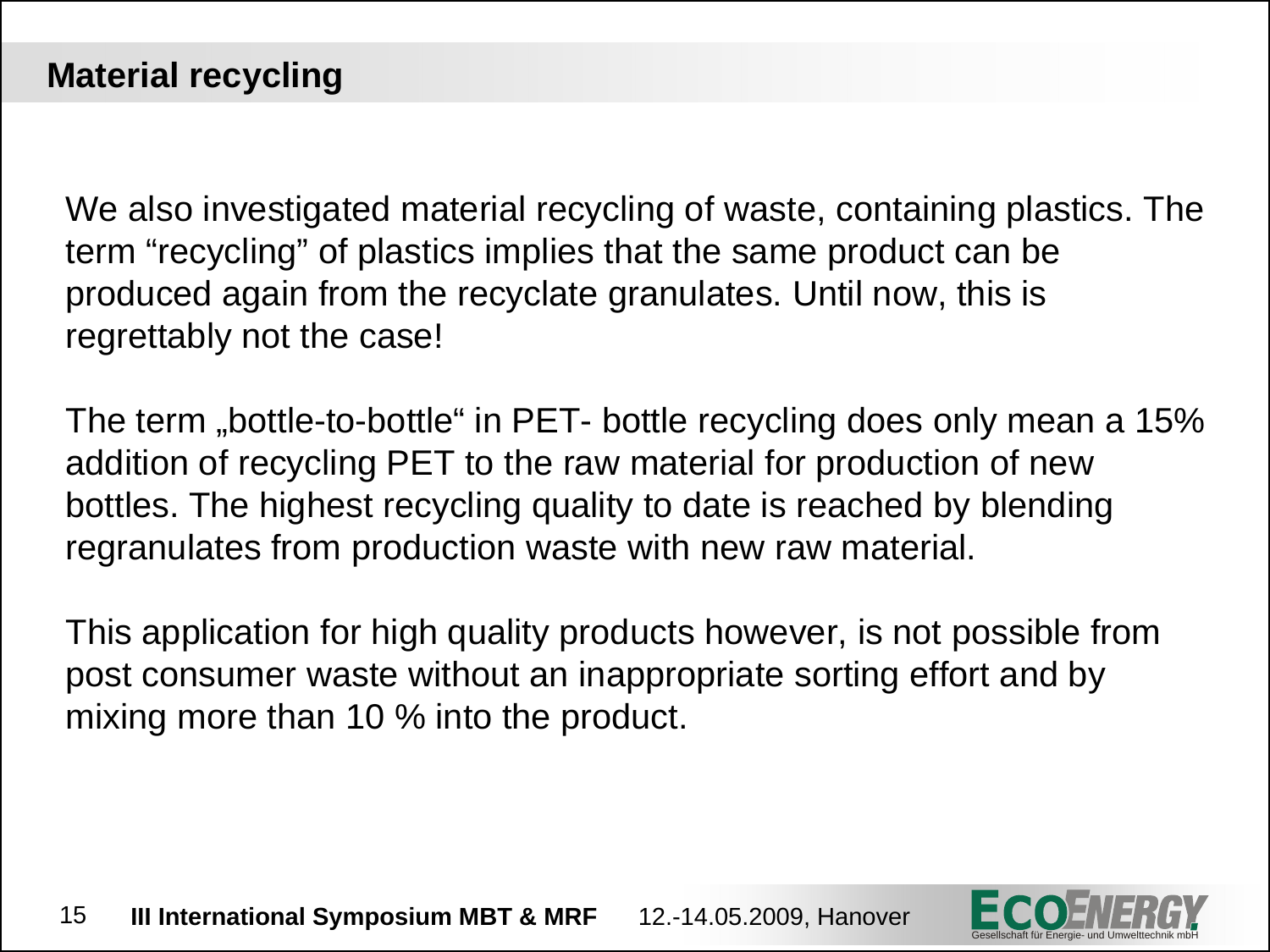## Material recycling

We also investigated material recycling of waste, containing plastics. The term "recycling" of plastics implies that the same product can be produced again from the recyclate granulates. Until now, this is regrettably not the case!

The term „bottle-to-bottle" in PET- bottle recycling does only mean a 15% addition of recycling PET to the raw material for production of new bottles. The highest recycling quality to date is reached by blending regranulates from production waste with new raw material.

This application for high quality products however, is not possible from post consumer waste without an inappropriate sorting effort and by mixing more than 10 % into the product.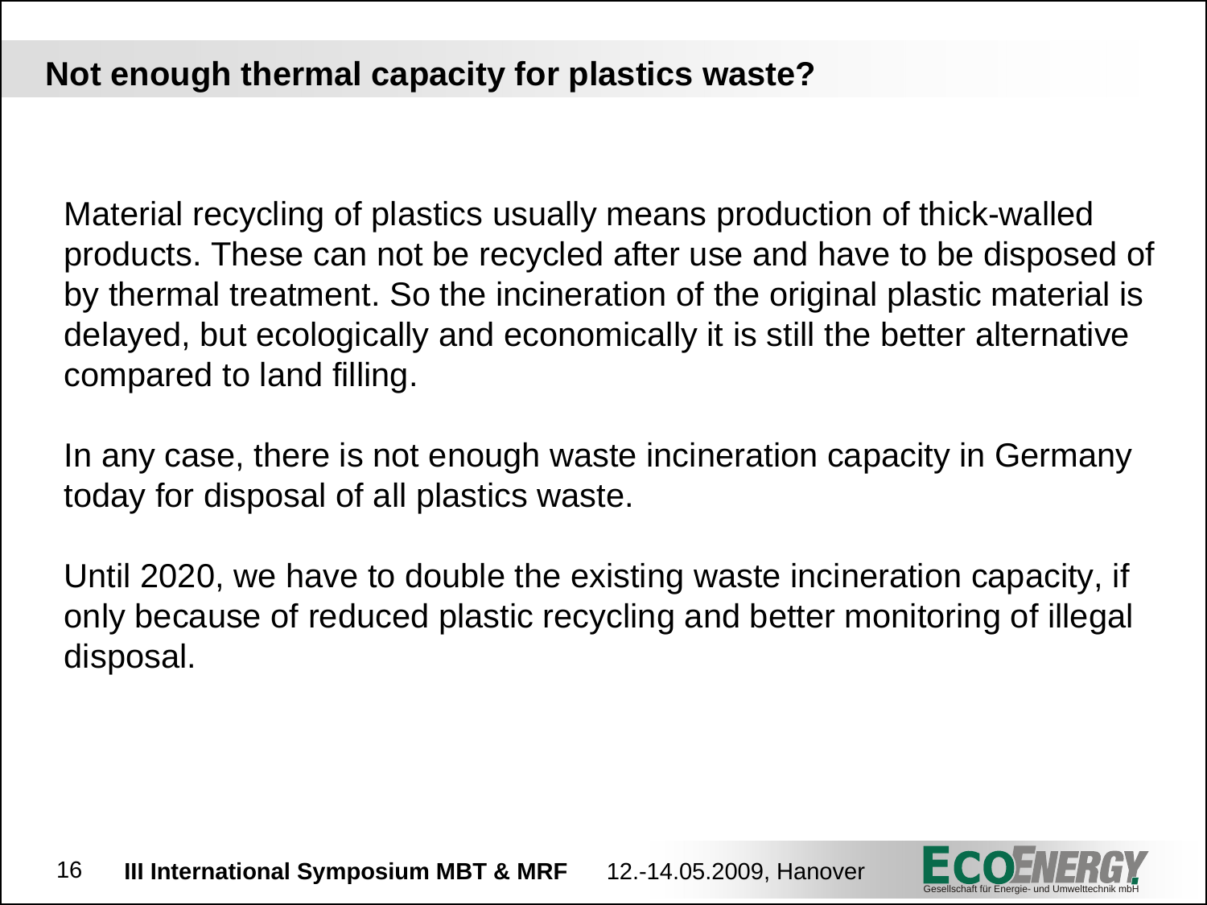## Not enough thermal capacity for plastics waste?

Material recycling of plastics usually means production of thick-walled products. These can not be recycled after use and have to be disposed of by thermal treatment. So the incineration of the original plastic material is delayed, but ecologically and economically it is still the better alternative compared to land filling.

In any case, there is not enough waste incineration capacity in Germany today for disposal of all plastics waste.

Until 2020, we have to double the existing waste incineration capacity, if only because of reduced plastic recycling and better monitoring of illegal disposal.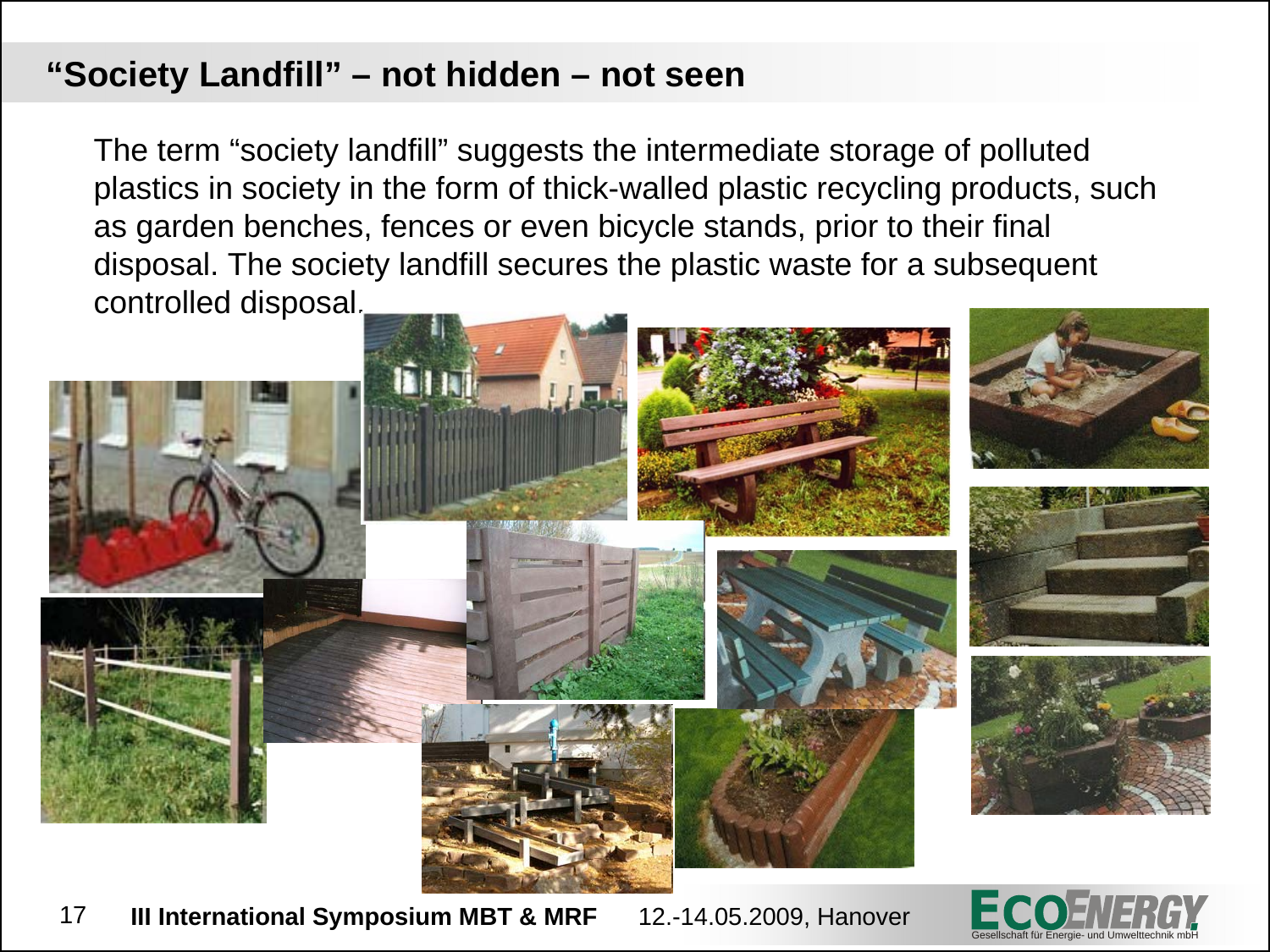## “Society Landfill” – not hidden – not seen

The term “society landfill” suggests the intermediate storage of polluted plastics in society in the form of thick-walled plastic recycling products, such as garden benches, fences or even bicycle stands, prior to their final disposal. The society landfill secures the plastic waste for a subsequent controlled disposal.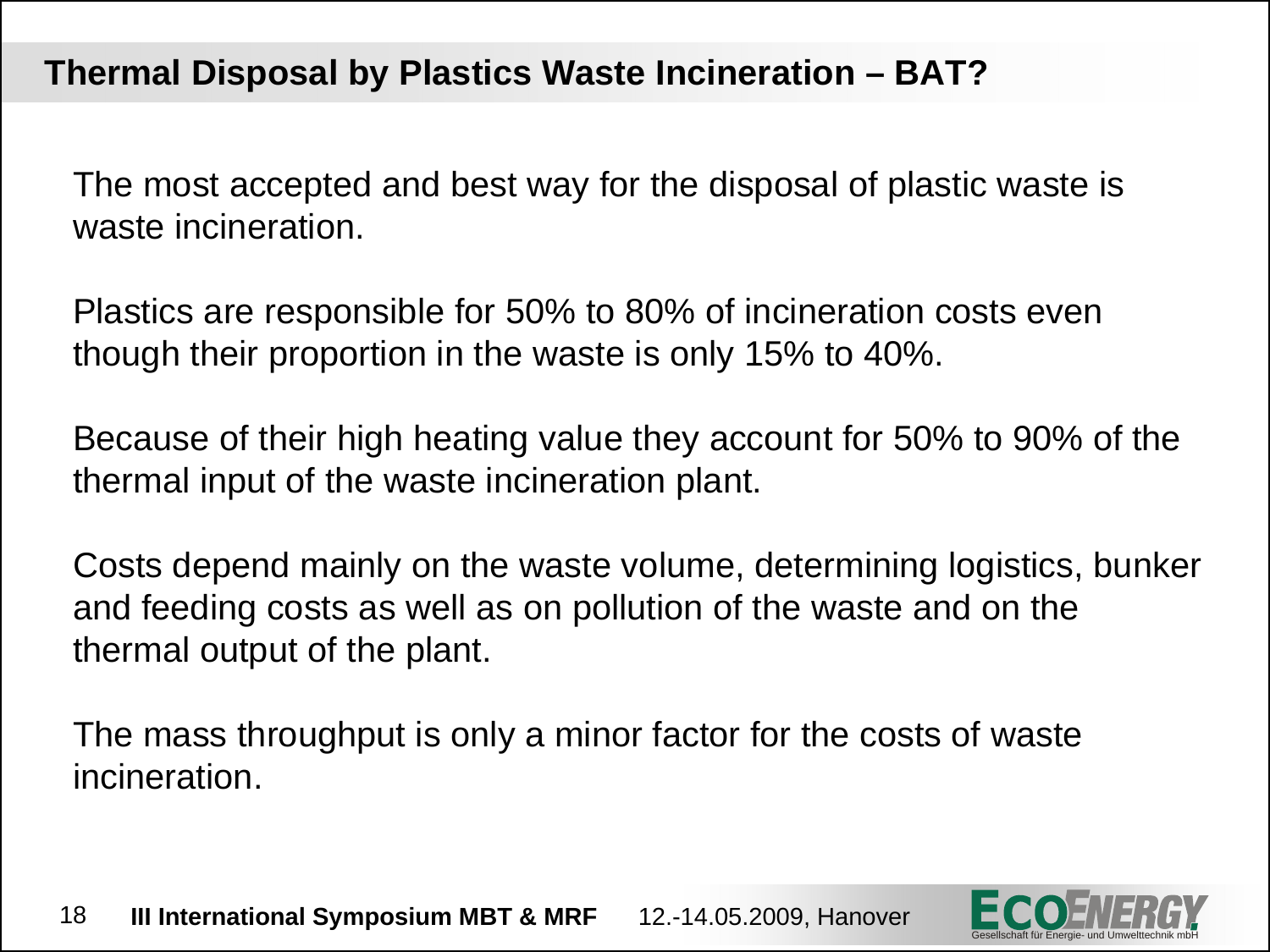## Thermal Disposal by Plastics Waste Incineration – BAT?

The most accepted and best way for the disposal of plastic waste is waste incineration.

Plastics are responsible for 50% to 80% of incineration costs even though their proportion in the waste is only 15% to 40%.

Because of their high heating value they account for 50% to 90% of the thermal input of the waste incineration plant.

Costs depend mainly on the waste volume, determining logistics, bunker and feeding costs as well as on pollution of the waste and on the thermal output of the plant.

The mass throughput is only a minor factor for the costs of waste incineration.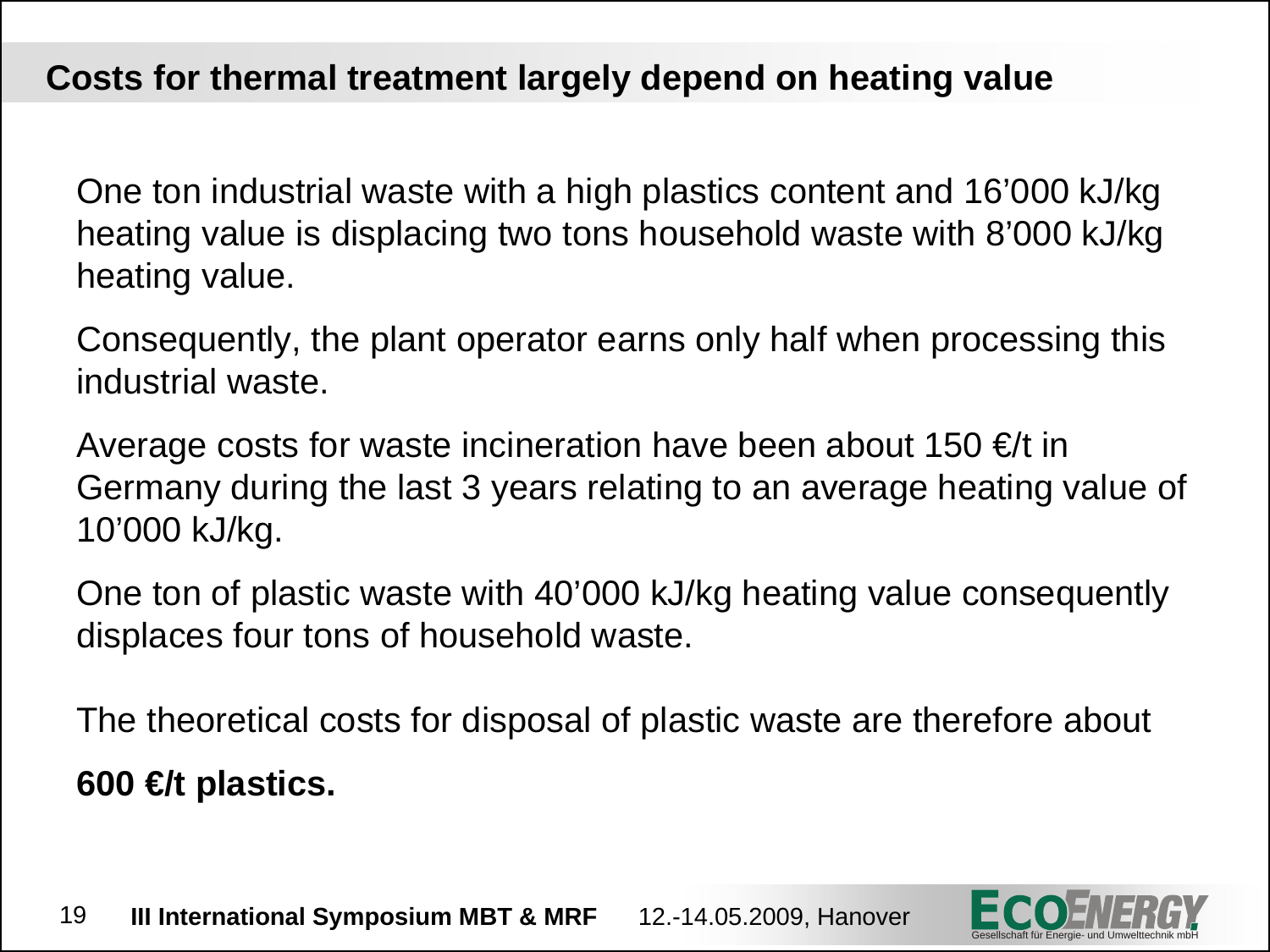## Costs for thermal treatment largely depend on heating value

One ton industrial waste with a high plastics content and 16’000 kJ/kg heating value is displacing two tons household waste with 8’000 kJ/kg heating value.

Consequently, the plant operator earns only half when processing this industrial waste.

Average costs for waste incineration have been about 150 €/t in Germany during the last 3 years relating to an average heating value of 10’000 kJ/kg.

One ton of plastic waste with 40’000 kJ/kg heating value consequently displaces four tons of household waste.

The theoretical costs for disposal of plastic waste are therefore about

**600 €/t plastics.**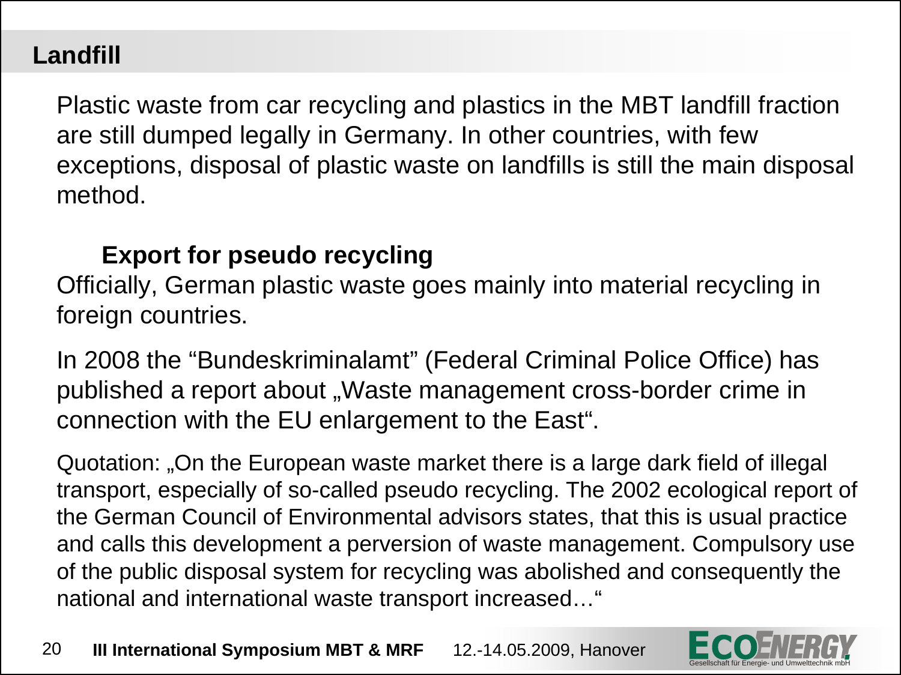## Landfill

Plastic waste from car recycling and plastics in the MBT landfill fraction are still dumped legally in Germany. In other countries, with few exceptions, disposal of plastic waste on landfills is still the main disposal method.

### Export for pseudo recycling

Officially, German plastic waste goes mainly into material recycling in foreign countries.

In 2008 the "Bundeskriminalamt" (Federal Criminal Police Office) has published a report about „Waste management cross-border crime in connection with the EU enlargement to the East".

Quotation: „On the European waste market there is a large dark field of illegal transport, especially of so-called pseudo recycling. The 2002 ecological report of the German Council of Environmental advisors states, that this is usual practice and calls this development a perversion of waste management. Compulsory use of the public disposal system for recycling was abolished and consequently the national and international waste transport increased…"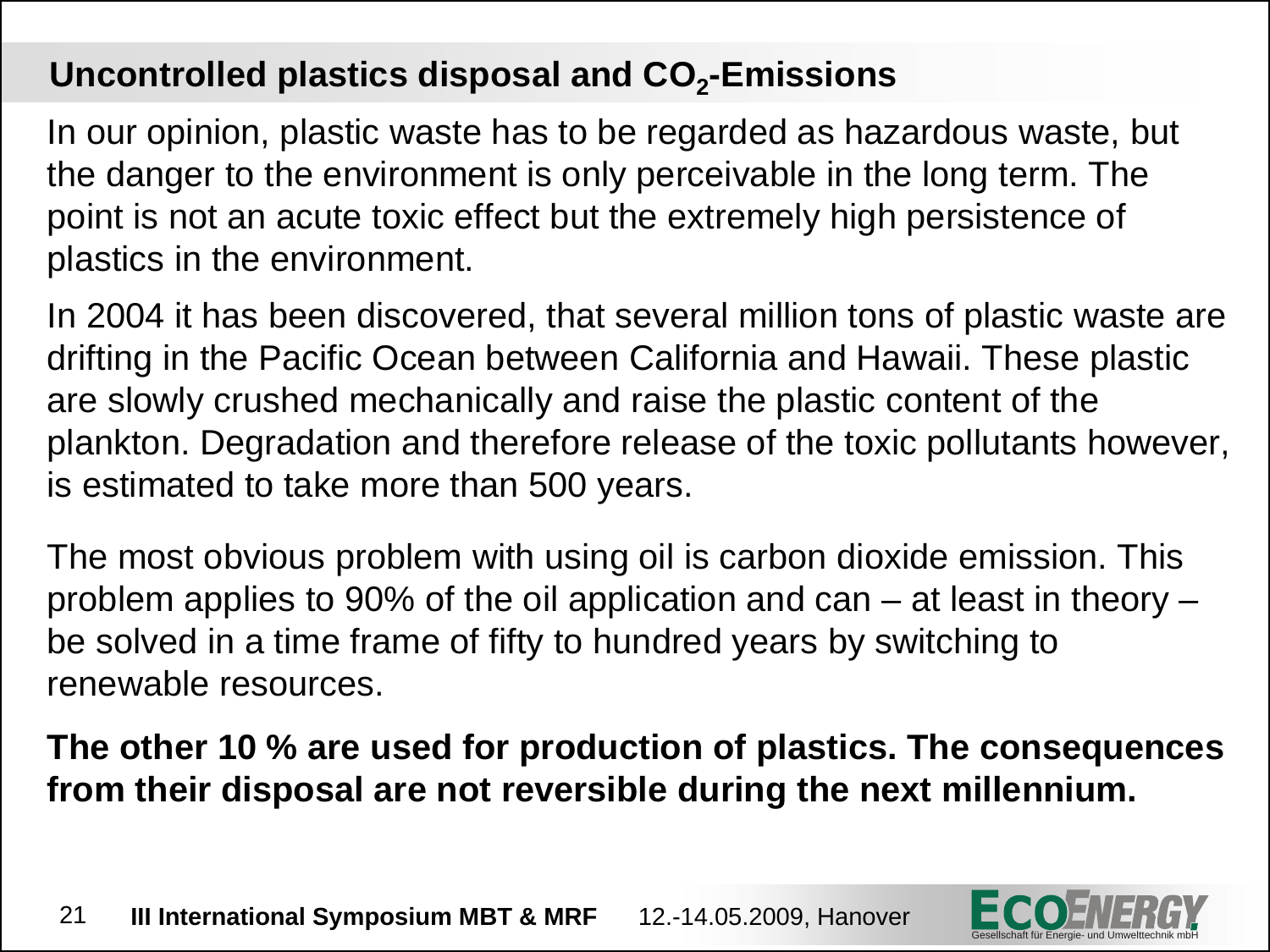## Uncontrolled plastics disposal and $CO_2$-Emissions

In our opinion, plastic waste has to be regarded as hazardous waste, but the danger to the environment is only perceivable in the long term. The point is not an acute toxic effect but the extremely high persistence of plastics in the environment.

In 2004 it has been discovered, that several million tons of plastic waste are drifting in the Pacific Ocean between California and Hawaii. These plastic are slowly crushed mechanically and raise the plastic content of the plankton. Degradation and therefore release of the toxic pollutants however, is estimated to take more than 500 years.

The most obvious problem with using oil is carbon dioxide emission. This problem applies to 90% of the oil application and can – at least in theory – be solved in a time frame of fifty to hundred years by switching to renewable resources.

**The other 10 % are used for production of plastics. The consequences from their disposal are not reversible during the next millennium.**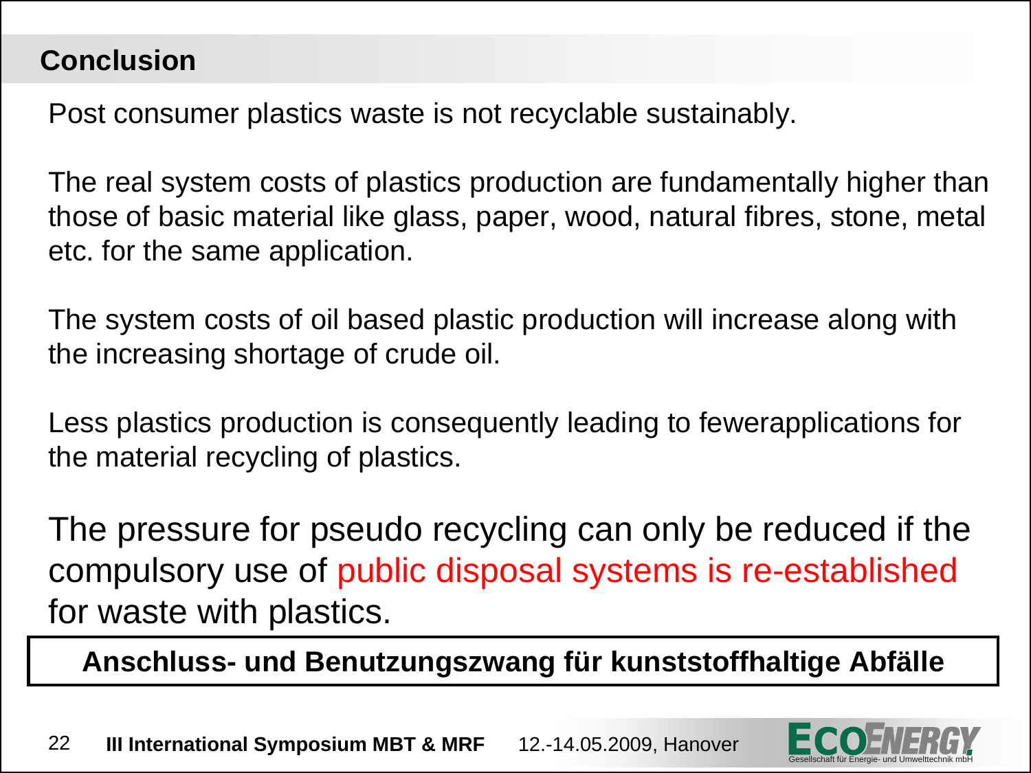## Conclusion

Post consumer plastics waste is not recyclable sustainably.

The real system costs of plastics production are fundamentally higher than those of basic material like glass, paper, wood, natural fibres, stone, metal etc. for the same application.

The system costs of oil based plastic production will increase along with the increasing shortage of crude oil.

Less plastics production is consequently leading to fewerapplications for the material recycling of plastics.

The pressure for pseudo recycling can only be reduced if the compulsory use of public disposal systems is re-established for waste with plastics.

**Anschluss- und Benutzungszwang für kunststoffhaltige Abfälle**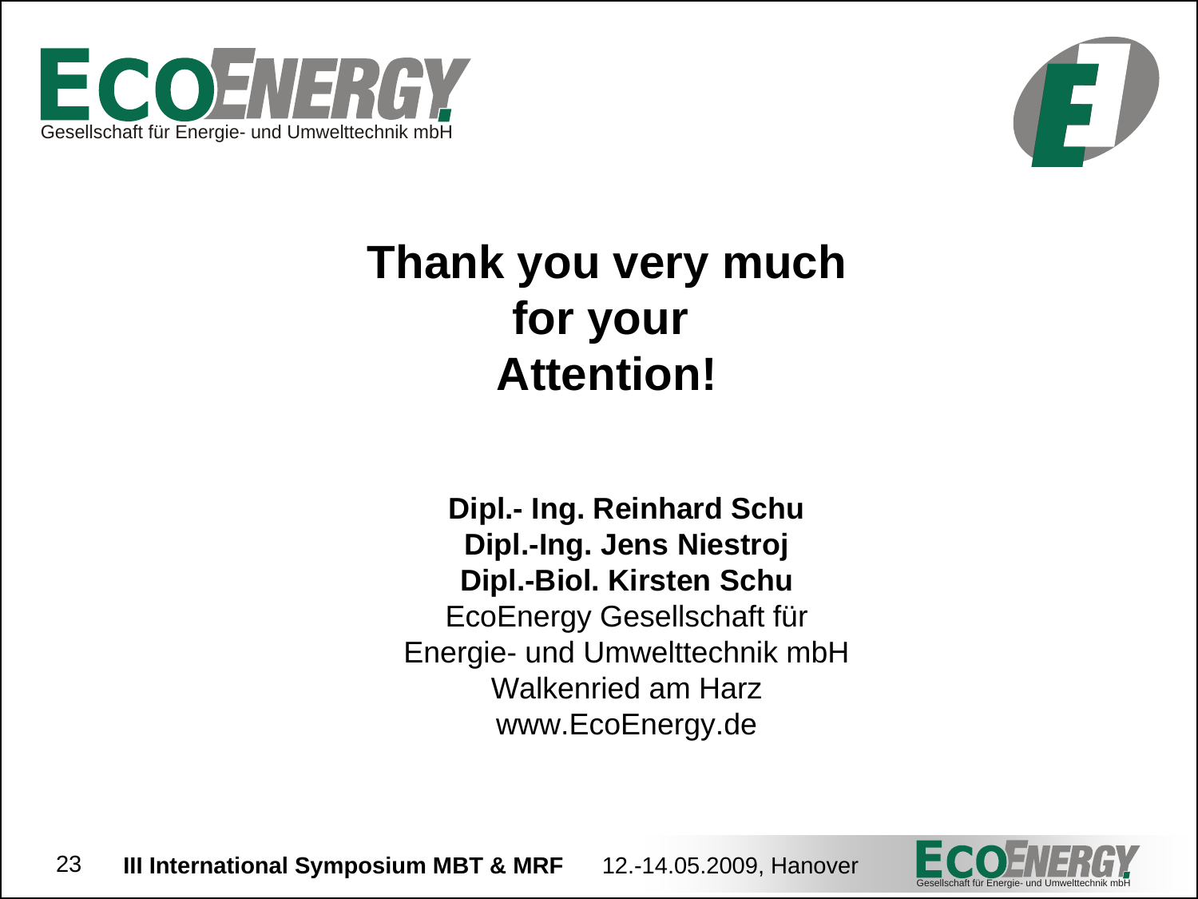# Thank you very much for your Attention!

**Dipl.- Ing. Reinhard Schu**
**Dipl.-Ing. Jens Niestroj**
**Dipl.-Biol. Kirsten Schu**
EcoEnergy Gesellschaft für
Energie- und Umwelttechnik mbH
Walkenried am Harz
www.EcoEnergy.de